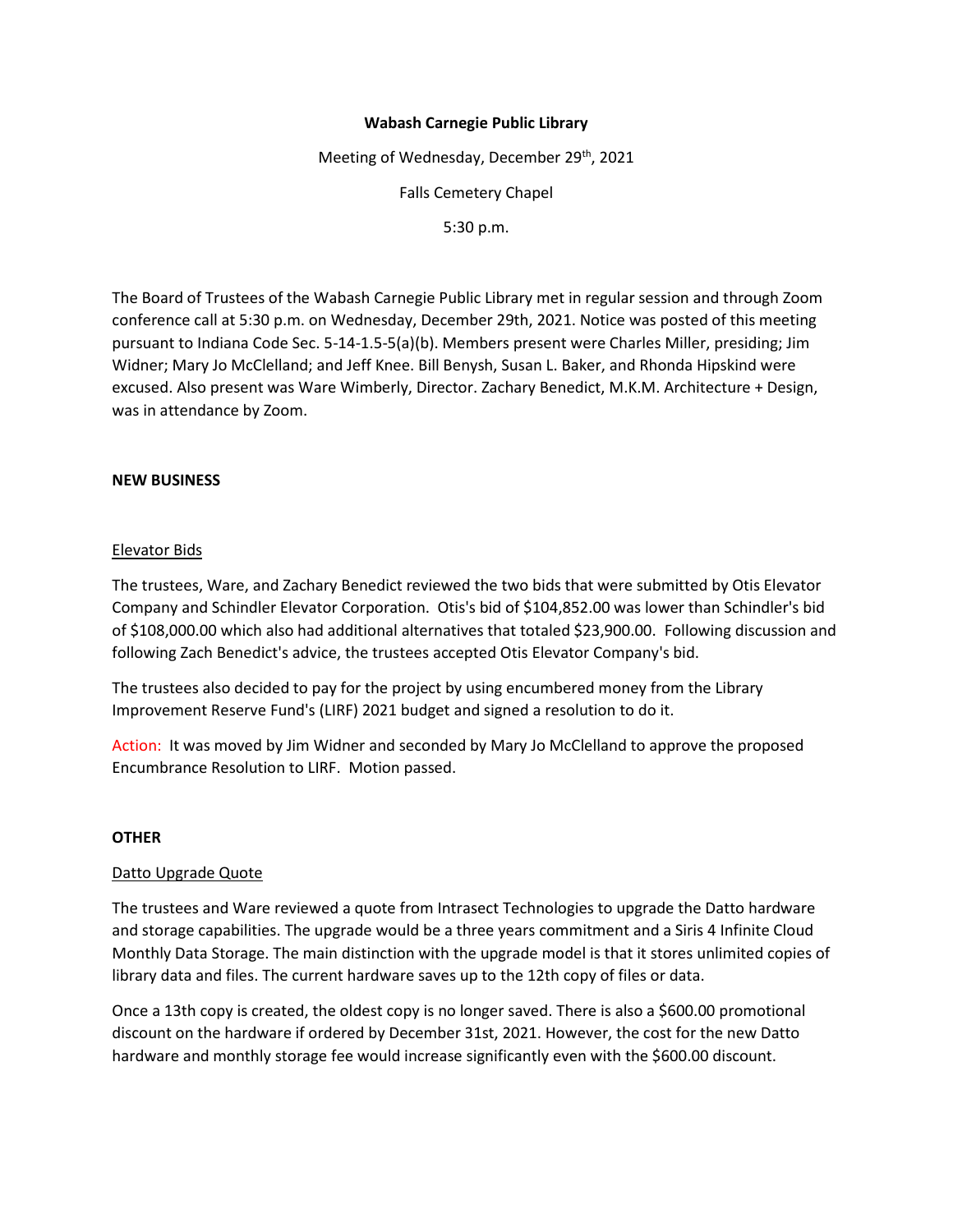**Wabash Carnegie Public Library**

Meeting of Wednesday, December 29th, 2021

Falls Cemetery Chapel

5:30 p.m.

The Board of Trustees of the Wabash Carnegie Public Library met in regular session and through Zoom conference call at 5:30 p.m. on Wednesday, December 29th, 2021. Notice was posted of this meeting pursuant to Indiana Code Sec. 5-14-1.5-5(a)(b). Members present were Charles Miller, presiding; Jim Widner; Mary Jo McClelland; and Jeff Knee. Bill Benysh, Susan L. Baker, and Rhonda Hipskind were excused. Also present was Ware Wimberly, Director. Zachary Benedict, M.K.M. Architecture + Design, was in attendance by Zoom.

**NEW BUSINESS**

Elevator Bids

The trustees, Ware, and Zachary Benedict reviewed the two bids that were submitted by Otis Elevator Company and Schindler Elevator Corporation. Otis's bid of $104,852.00 was lower than Schindler's bid of $108,000.00 which also had additional alternatives that totaled $23,900.00. Following discussion and following Zach Benedict's advice, the trustees accepted Otis Elevator Company's bid.

The trustees also decided to pay for the project by using encumbered money from the Library Improvement Reserve Fund's (LIRF) 2021 budget and signed a resolution to do it.

Action: It was moved by Jim Widner and seconded by Mary Jo McClelland to approve the proposed Encumbrance Resolution to LIRF. Motion passed.

**OTHER**

Datto Upgrade Quote

The trustees and Ware reviewed a quote from Intrasect Technologies to upgrade the Datto hardware and storage capabilities. The upgrade would be a three years commitment and a Siris 4 Infinite Cloud Monthly Data Storage. The main distinction with the upgrade model is that it stores unlimited copies of library data and files. The current hardware saves up to the 12th copy of files or data.

Once a 13th copy is created, the oldest copy is no longer saved. There is also a $600.00 promotional discount on the hardware if ordered by December 31st, 2021. However, the cost for the new Datto hardware and monthly storage fee would increase significantly even with the $600.00 discount.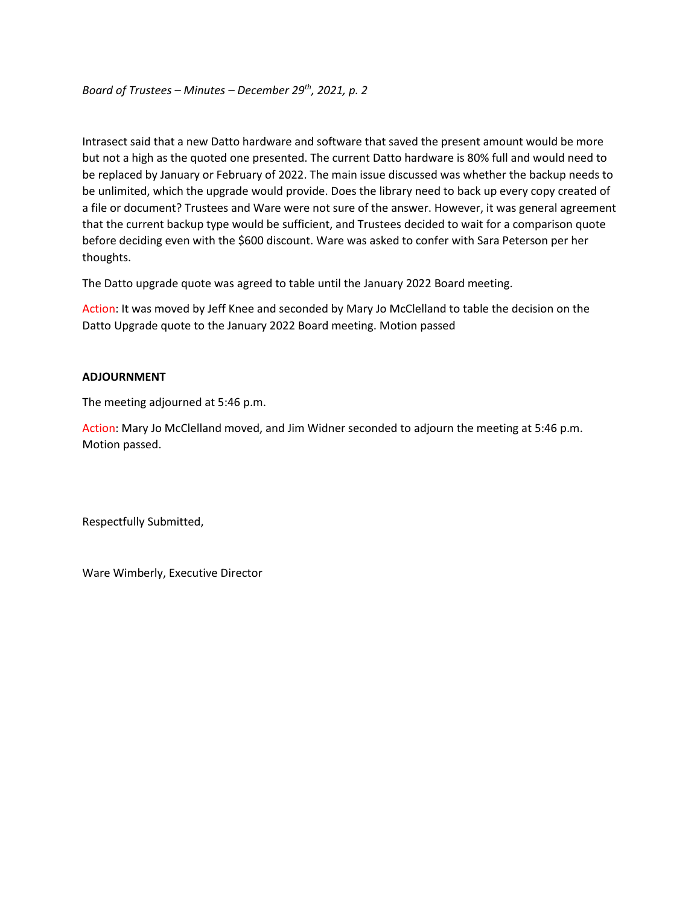Intrasect said that a new Datto hardware and software that saved the present amount would be more but not a high as the quoted one presented. The current Datto hardware is 80% full and would need to be replaced by January or February of 2022. The main issue discussed was whether the backup needs to be unlimited, which the upgrade would provide. Does the library need to back up every copy created of a file or document? Trustees and Ware were not sure of the answer. However, it was general agreement that the current backup type would be sufficient, and Trustees decided to wait for a comparison quote before deciding even with the $600 discount. Ware was asked to confer with Sara Peterson per her thoughts.

The Datto upgrade quote was agreed to table until the January 2022 Board meeting.

Action: It was moved by Jeff Knee and seconded by Mary Jo McClelland to table the decision on the Datto Upgrade quote to the January 2022 Board meeting. Motion passed

**ADJOURNMENT**

The meeting adjourned at 5:46 p.m.

Action: Mary Jo McClelland moved, and Jim Widner seconded to adjourn the meeting at 5:46 p.m. Motion passed.

Respectfully Submitted,

Ware Wimberly, Executive Director